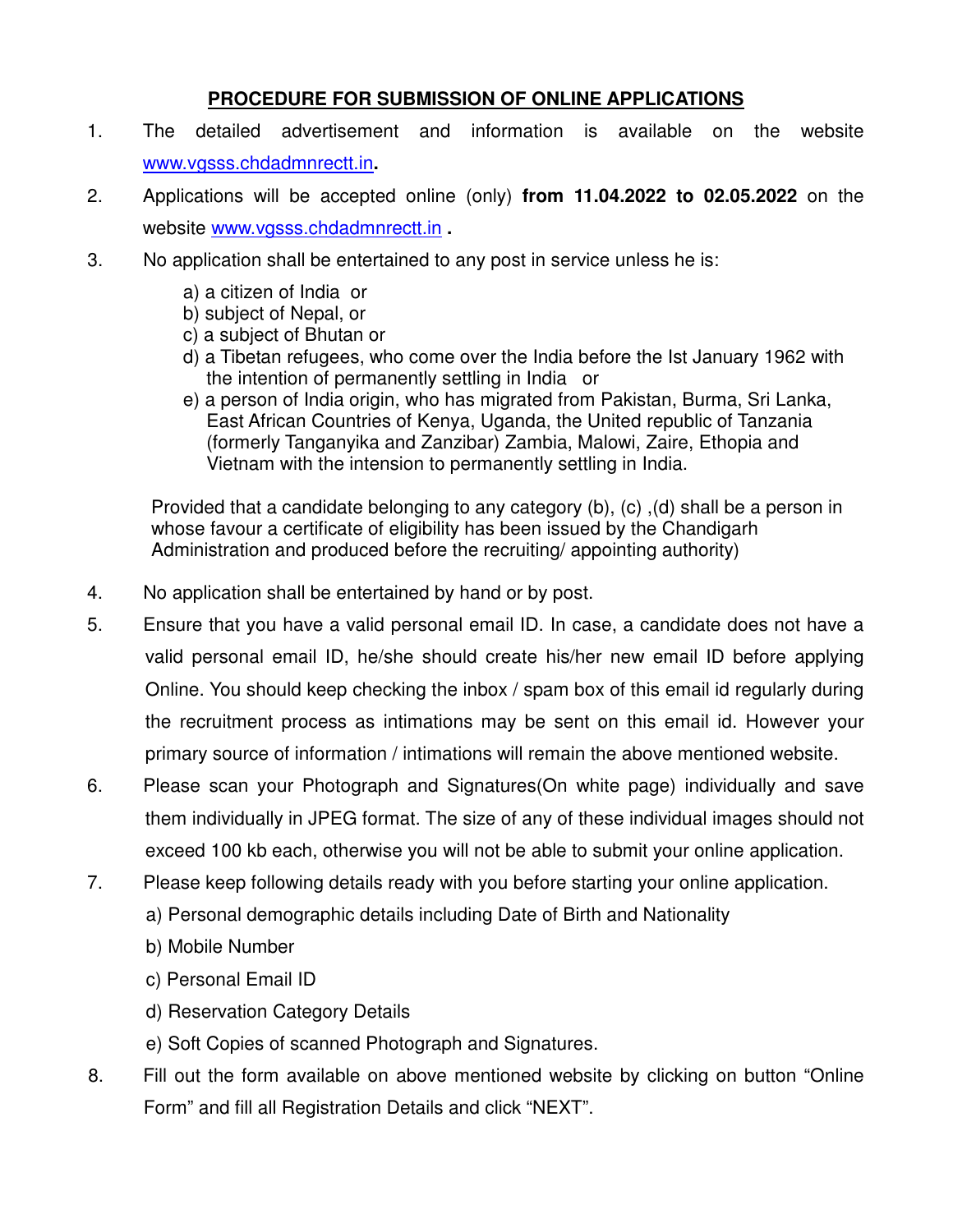## PROCEDURE FOR SUBMISSION OF ONLINE APPLICATIONS

1. The detailed advertisement and information is available on the website [www.vgsss.chdadmnrectt.in](www.vgsss.chdadmnrectt.in)**.**

2. Applications will be accepted online (only) **from 11.04.2022 to 02.05.2022** on the website [www.vgsss.chdadmnrectt.in](www.vgsss.chdadmnrectt.in) **.**

3. No application shall be entertained to any post in service unless he is:

   a) a citizen of India or
   b) subject of Nepal, or
   c) a subject of Bhutan or
   d) a Tibetan refugees, who come over the India before the Ist January 1962 with the intention of permanently settling in India or
   e) a person of India origin, who has migrated from Pakistan, Burma, Sri Lanka, East African Countries of Kenya, Uganda, the United republic of Tanzania (formerly Tanganyika and Zanzibar) Zambia, Malowi, Zaire, Ethopia and Vietnam with the intension to permanently settling in India.

   Provided that a candidate belonging to any category (b), (c) ,(d) shall be a person in whose favour a certificate of eligibility has been issued by the Chandigarh Administration and produced before the recruiting/ appointing authority)

4. No application shall be entertained by hand or by post.

5. Ensure that you have a valid personal email ID. In case, a candidate does not have a valid personal email ID, he/she should create his/her new email ID before applying Online. You should keep checking the inbox / spam box of this email id regularly during the recruitment process as intimations may be sent on this email id. However your primary source of information / intimations will remain the above mentioned website.

6. Please scan your Photograph and Signatures(On white page) individually and save them individually in JPEG format. The size of any of these individual images should not exceed 100 kb each, otherwise you will not be able to submit your online application.

7. Please keep following details ready with you before starting your online application.

   a) Personal demographic details including Date of Birth and Nationality
   b) Mobile Number
   c) Personal Email ID
   d) Reservation Category Details
   e) Soft Copies of scanned Photograph and Signatures.

8. Fill out the form available on above mentioned website by clicking on button “Online Form” and fill all Registration Details and click “NEXT”.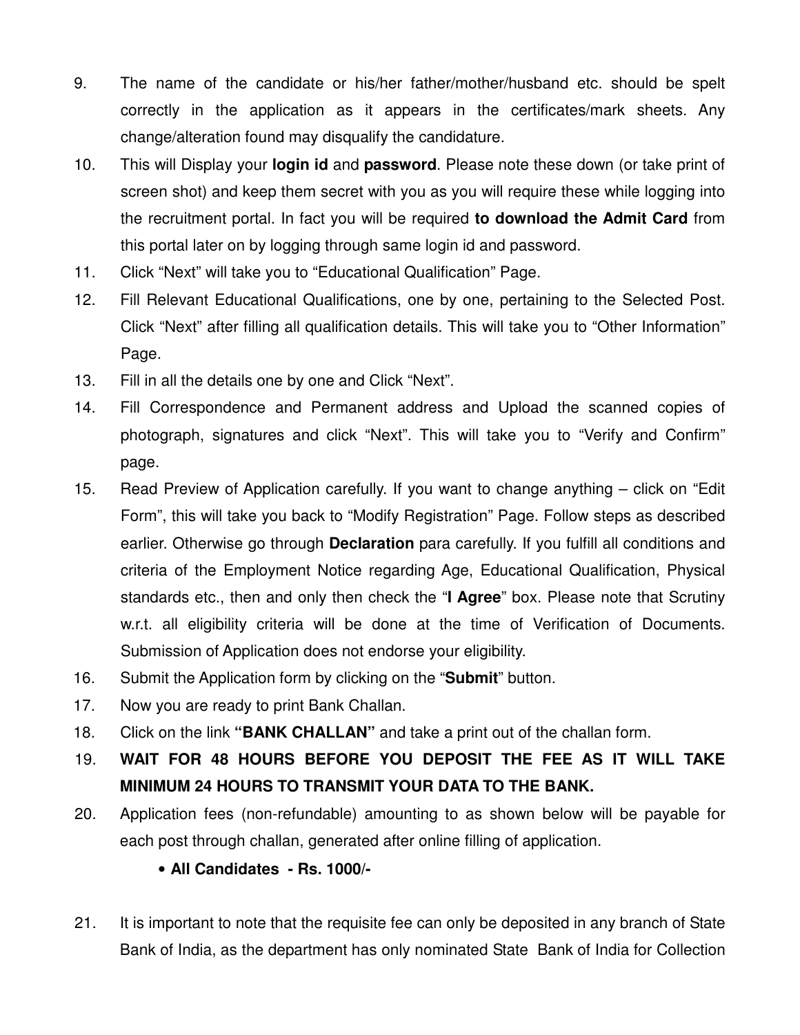9. The name of the candidate or his/her father/mother/husband etc. should be spelt correctly in the application as it appears in the certificates/mark sheets. Any change/alteration found may disqualify the candidature.
10. This will Display your **login id** and **password**. Please note these down (or take print of screen shot) and keep them secret with you as you will require these while logging into the recruitment portal. In fact you will be required **to download the Admit Card** from this portal later on by logging through same login id and password.
11. Click "Next" will take you to "Educational Qualification" Page.
12. Fill Relevant Educational Qualifications, one by one, pertaining to the Selected Post. Click "Next" after filling all qualification details. This will take you to "Other Information" Page.
13. Fill in all the details one by one and Click "Next".
14. Fill Correspondence and Permanent address and Upload the scanned copies of photograph, signatures and click "Next". This will take you to "Verify and Confirm" page.
15. Read Preview of Application carefully. If you want to change anything – click on "Edit Form", this will take you back to "Modify Registration" Page. Follow steps as described earlier. Otherwise go through **Declaration** para carefully. If you fulfill all conditions and criteria of the Employment Notice regarding Age, Educational Qualification, Physical standards etc., then and only then check the "**I Agree**" box. Please note that Scrutiny w.r.t. all eligibility criteria will be done at the time of Verification of Documents. Submission of Application does not endorse your eligibility.
16. Submit the Application form by clicking on the "**Submit**" button.
17. Now you are ready to print Bank Challan.
18. Click on the link **"BANK CHALLAN"** and take a print out of the challan form.
19. **WAIT FOR 48 HOURS BEFORE YOU DEPOSIT THE FEE AS IT WILL TAKE MINIMUM 24 HOURS TO TRANSMIT YOUR DATA TO THE BANK.**
20. Application fees (non-refundable) amounting to as shown below will be payable for each post through challan, generated after online filling of application.
    - **All Candidates - Rs. 1000/-**
21. It is important to note that the requisite fee can only be deposited in any branch of State Bank of India, as the department has only nominated State Bank of India for Collection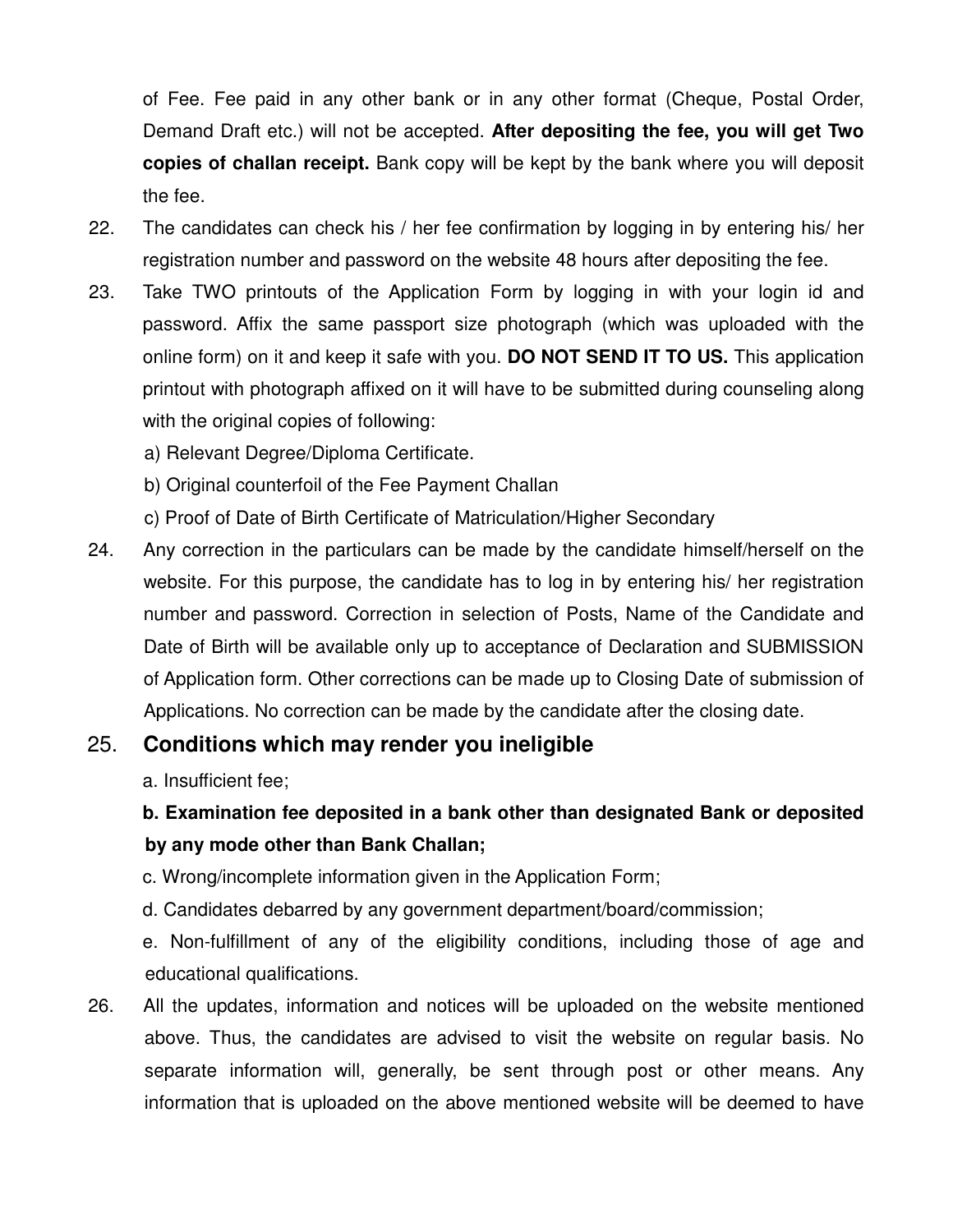of Fee. Fee paid in any other bank or in any other format (Cheque, Postal Order, Demand Draft etc.) will not be accepted. **After depositing the fee, you will get Two copies of challan receipt.** Bank copy will be kept by the bank where you will deposit the fee.

22. The candidates can check his / her fee confirmation by logging in by entering his/ her registration number and password on the website 48 hours after depositing the fee.

23. Take TWO printouts of the Application Form by logging in with your login id and password. Affix the same passport size photograph (which was uploaded with the online form) on it and keep it safe with you. **DO NOT SEND IT TO US.** This application printout with photograph affixed on it will have to be submitted during counseling along with the original copies of following:

    a) Relevant Degree/Diploma Certificate.

    b) Original counterfoil of the Fee Payment Challan

    c) Proof of Date of Birth Certificate of Matriculation/Higher Secondary

24. Any correction in the particulars can be made by the candidate himself/herself on the website. For this purpose, the candidate has to log in by entering his/ her registration number and password. Correction in selection of Posts, Name of the Candidate and Date of Birth will be available only up to acceptance of Declaration and SUBMISSION of Application form. Other corrections can be made up to Closing Date of submission of Applications. No correction can be made by the candidate after the closing date.

25. **Conditions which may render you ineligible**

    a. Insufficient fee;

    **b. Examination fee deposited in a bank other than designated Bank or deposited by any mode other than Bank Challan;**

    c. Wrong/incomplete information given in the Application Form;

    d. Candidates debarred by any government department/board/commission;

    e. Non-fulfillment of any of the eligibility conditions, including those of age and educational qualifications.

26. All the updates, information and notices will be uploaded on the website mentioned above. Thus, the candidates are advised to visit the website on regular basis. No separate information will, generally, be sent through post or other means. Any information that is uploaded on the above mentioned website will be deemed to have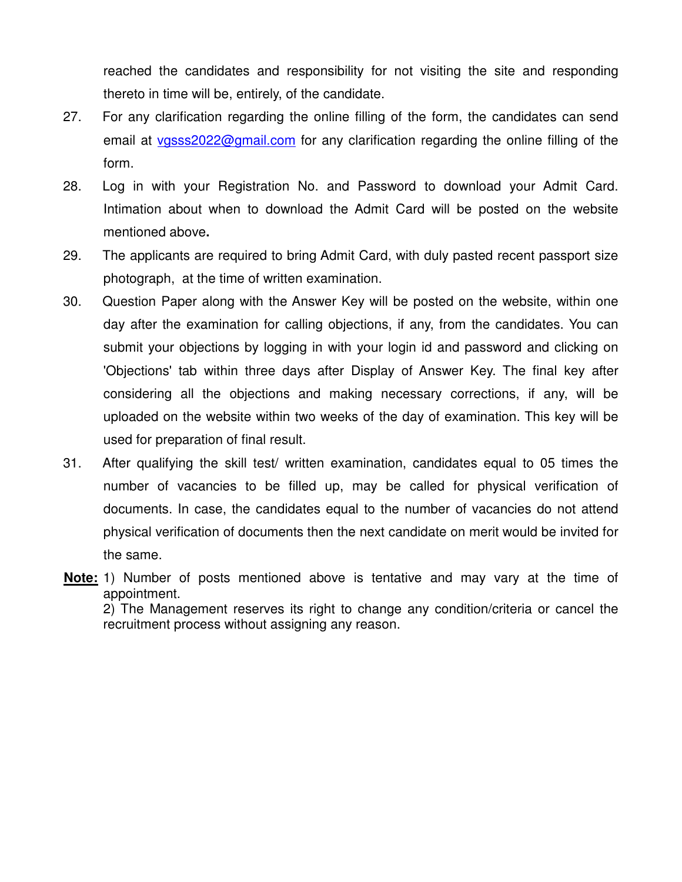reached the candidates and responsibility for not visiting the site and responding thereto in time will be, entirely, of the candidate.

27. For any clarification regarding the online filling of the form, the candidates can send email at vgsss2022@gmail.com for any clarification regarding the online filling of the form.

28. Log in with your Registration No. and Password to download your Admit Card. Intimation about when to download the Admit Card will be posted on the website mentioned above**.**

29. The applicants are required to bring Admit Card, with duly pasted recent passport size photograph, at the time of written examination.

30. Question Paper along with the Answer Key will be posted on the website, within one day after the examination for calling objections, if any, from the candidates. You can submit your objections by logging in with your login id and password and clicking on 'Objections' tab within three days after Display of Answer Key. The final key after considering all the objections and making necessary corrections, if any, will be uploaded on the website within two weeks of the day of examination. This key will be used for preparation of final result.

31. After qualifying the skill test/ written examination, candidates equal to 05 times the number of vacancies to be filled up, may be called for physical verification of documents. In case, the candidates equal to the number of vacancies do not attend physical verification of documents then the next candidate on merit would be invited for the same.

**Note:** 1) Number of posts mentioned above is tentative and may vary at the time of appointment.
2) The Management reserves its right to change any condition/criteria or cancel the recruitment process without assigning any reason.